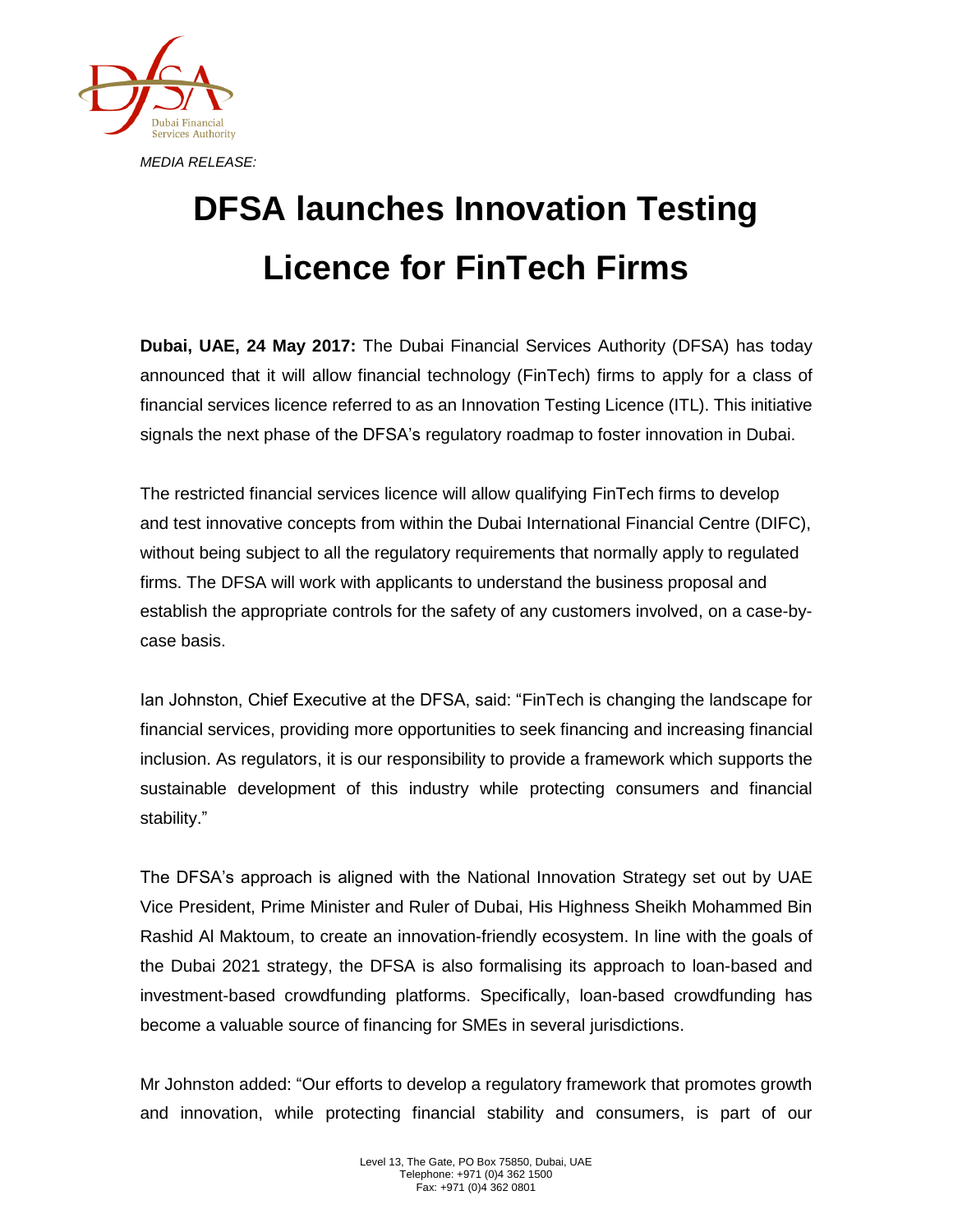*MEDIA RELEASE:*

# DFSA launches Innovation Testing Licence for FinTech Firms

**Dubai, UAE, 24 May 2017:** The Dubai Financial Services Authority (DFSA) has today announced that it will allow financial technology (FinTech) firms to apply for a class of financial services licence referred to as an Innovation Testing Licence (ITL). This initiative signals the next phase of the DFSA's regulatory roadmap to foster innovation in Dubai.

The restricted financial services licence will allow qualifying FinTech firms to develop and test innovative concepts from within the Dubai International Financial Centre (DIFC), without being subject to all the regulatory requirements that normally apply to regulated firms. The DFSA will work with applicants to understand the business proposal and establish the appropriate controls for the safety of any customers involved, on a case-by-case basis.

Ian Johnston, Chief Executive at the DFSA, said: "FinTech is changing the landscape for financial services, providing more opportunities to seek financing and increasing financial inclusion. As regulators, it is our responsibility to provide a framework which supports the sustainable development of this industry while protecting consumers and financial stability."

The DFSA's approach is aligned with the National Innovation Strategy set out by UAE Vice President, Prime Minister and Ruler of Dubai, His Highness Sheikh Mohammed Bin Rashid Al Maktoum, to create an innovation-friendly ecosystem. In line with the goals of the Dubai 2021 strategy, the DFSA is also formalising its approach to loan-based and investment-based crowdfunding platforms. Specifically, loan-based crowdfunding has become a valuable source of financing for SMEs in several jurisdictions.

Mr Johnston added: "Our efforts to develop a regulatory framework that promotes growth and innovation, while protecting financial stability and consumers, is part of our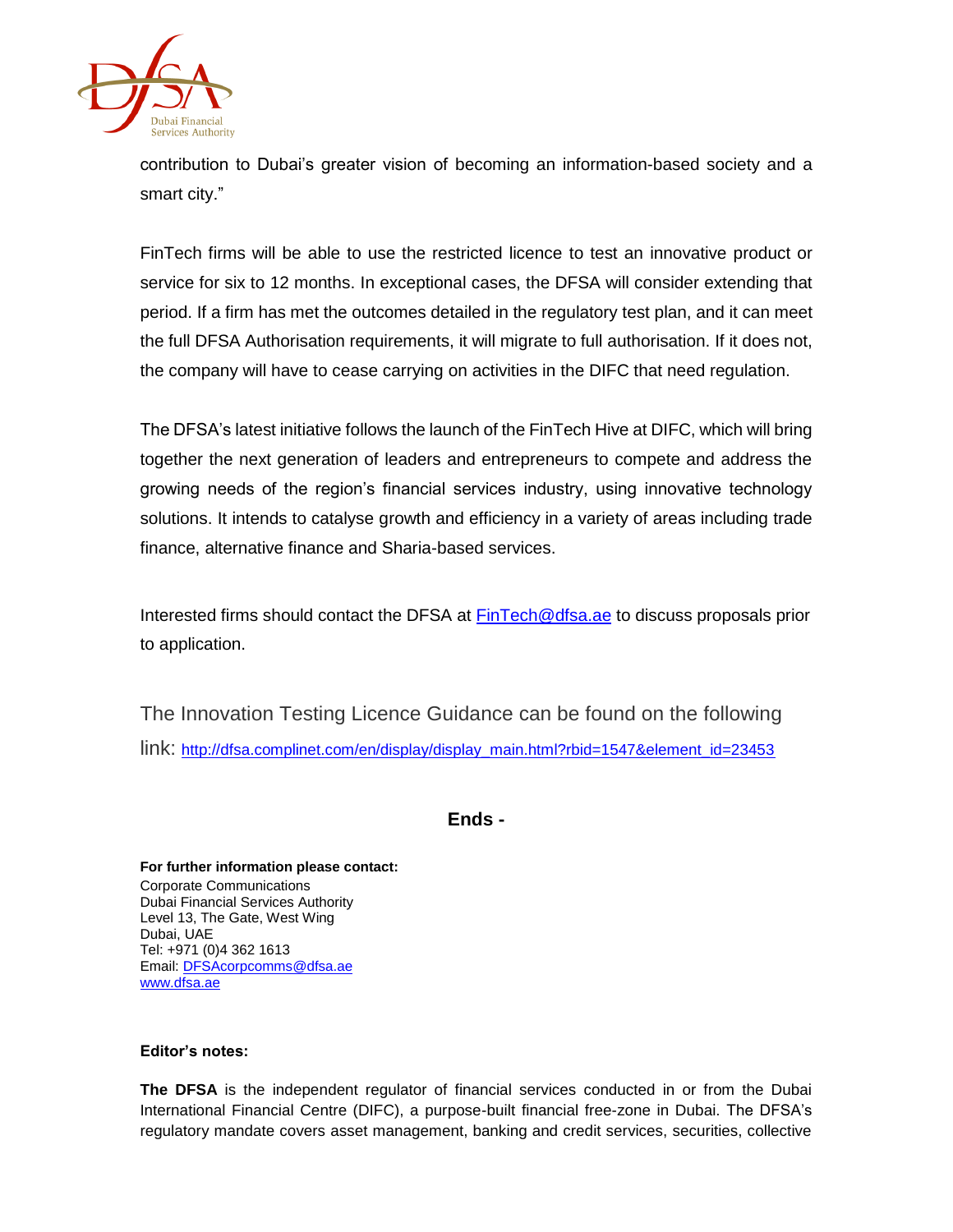contribution to Dubai's greater vision of becoming an information-based society and a smart city."

FinTech firms will be able to use the restricted licence to test an innovative product or service for six to 12 months. In exceptional cases, the DFSA will consider extending that period. If a firm has met the outcomes detailed in the regulatory test plan, and it can meet the full DFSA Authorisation requirements, it will migrate to full authorisation. If it does not, the company will have to cease carrying on activities in the DIFC that need regulation.

The DFSA's latest initiative follows the launch of the FinTech Hive at DIFC, which will bring together the next generation of leaders and entrepreneurs to compete and address the growing needs of the region's financial services industry, using innovative technology solutions. It intends to catalyse growth and efficiency in a variety of areas including trade finance, alternative finance and Sharia-based services.

Interested firms should contact the DFSA at FinTech@dfsa.ae to discuss proposals prior to application.

The Innovation Testing Licence Guidance can be found on the following link: http://dfsa.complinet.com/en/display/display_main.html?rbid=1547&element_id=23453

**Ends -**

**For further information please contact:**
Corporate Communications
Dubai Financial Services Authority
Level 13, The Gate, West Wing
Dubai, UAE
Tel: +971 (0)4 362 1613
Email: DFSAcorpcomms@dfsa.ae
www.dfsa.ae

**Editor's notes:**

**The DFSA** is the independent regulator of financial services conducted in or from the Dubai International Financial Centre (DIFC), a purpose-built financial free-zone in Dubai. The DFSA's regulatory mandate covers asset management, banking and credit services, securities, collective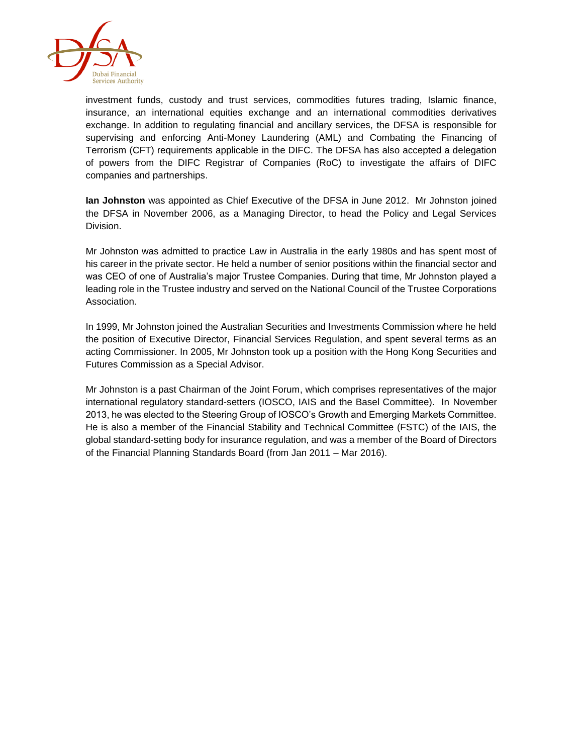investment funds, custody and trust services, commodities futures trading, Islamic finance, insurance, an international equities exchange and an international commodities derivatives exchange. In addition to regulating financial and ancillary services, the DFSA is responsible for supervising and enforcing Anti-Money Laundering (AML) and Combating the Financing of Terrorism (CFT) requirements applicable in the DIFC. The DFSA has also accepted a delegation of powers from the DIFC Registrar of Companies (RoC) to investigate the affairs of DIFC companies and partnerships.

**Ian Johnston** was appointed as Chief Executive of the DFSA in June 2012. Mr Johnston joined the DFSA in November 2006, as a Managing Director, to head the Policy and Legal Services Division.

Mr Johnston was admitted to practice Law in Australia in the early 1980s and has spent most of his career in the private sector. He held a number of senior positions within the financial sector and was CEO of one of Australia's major Trustee Companies. During that time, Mr Johnston played a leading role in the Trustee industry and served on the National Council of the Trustee Corporations Association.

In 1999, Mr Johnston joined the Australian Securities and Investments Commission where he held the position of Executive Director, Financial Services Regulation, and spent several terms as an acting Commissioner. In 2005, Mr Johnston took up a position with the Hong Kong Securities and Futures Commission as a Special Advisor.

Mr Johnston is a past Chairman of the Joint Forum, which comprises representatives of the major international regulatory standard-setters (IOSCO, IAIS and the Basel Committee). In November 2013, he was elected to the Steering Group of IOSCO's Growth and Emerging Markets Committee. He is also a member of the Financial Stability and Technical Committee (FSTC) of the IAIS, the global standard-setting body for insurance regulation, and was a member of the Board of Directors of the Financial Planning Standards Board (from Jan 2011 – Mar 2016).